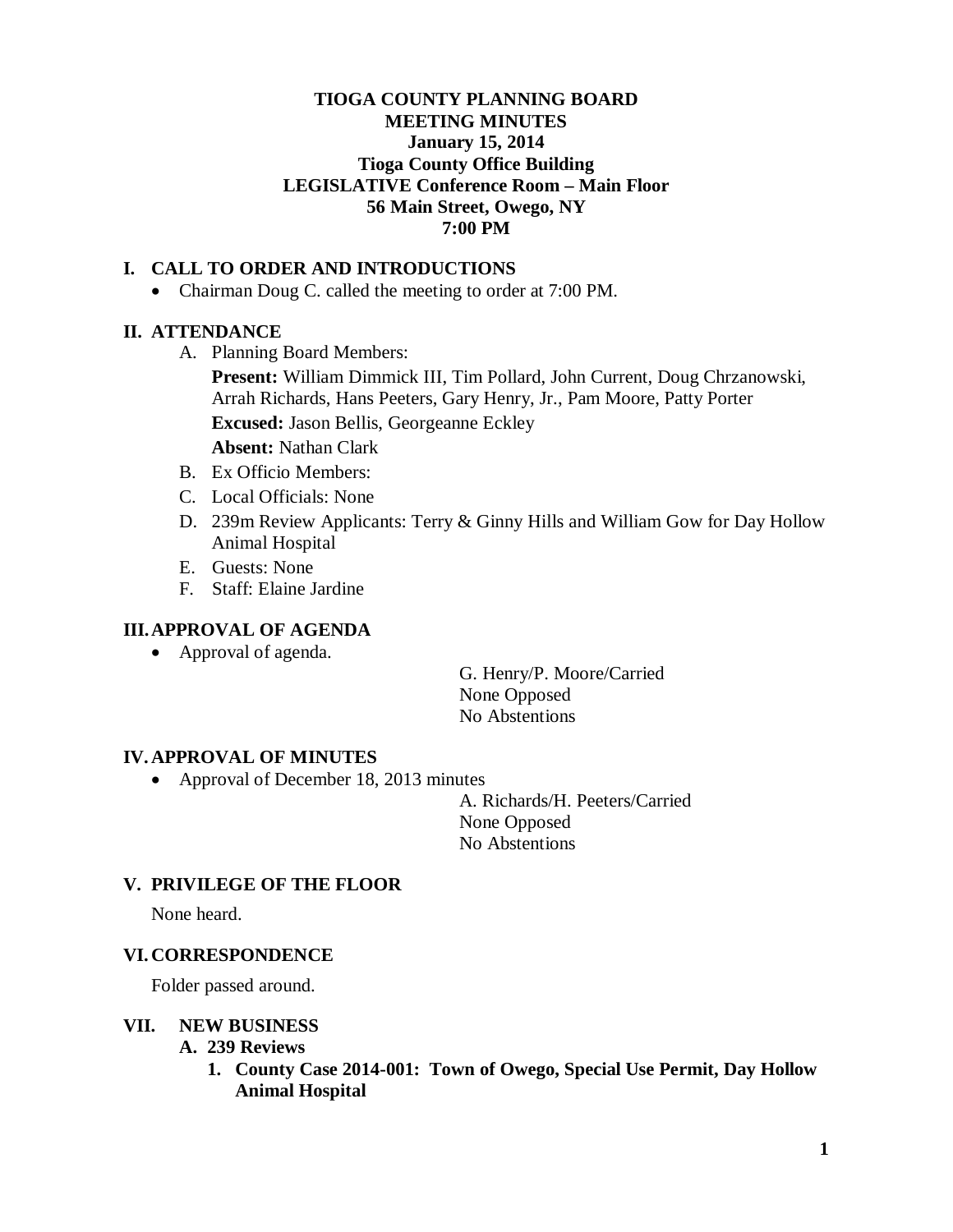**TIOGA COUNTY PLANNING BOARD**
**MEETING MINUTES**
**January 15, 2014**
**Tioga County Office Building**
**LEGISLATIVE Conference Room – Main Floor**
**56 Main Street, Owego, NY**
**7:00 PM**

## I. CALL TO ORDER AND INTRODUCTIONS

- Chairman Doug C. called the meeting to order at 7:00 PM.

## II. ATTENDANCE

A. Planning Board Members:

**Present:** William Dimmick III, Tim Pollard, John Current, Doug Chrzanowski, Arrah Richards, Hans Peeters, Gary Henry, Jr., Pam Moore, Patty Porter

**Excused:** Jason Bellis, Georgeanne Eckley

**Absent:** Nathan Clark

B. Ex Officio Members:

C. Local Officials: None

D. 239m Review Applicants: Terry & Ginny Hills and William Gow for Day Hollow Animal Hospital

E. Guests: None

F. Staff: Elaine Jardine

## III. APPROVAL OF AGENDA

- Approval of agenda.

G. Henry/P. Moore/Carried
None Opposed
No Abstentions

## IV. APPROVAL OF MINUTES

- Approval of December 18, 2013 minutes

A. Richards/H. Peeters/Carried
None Opposed
No Abstentions

## V. PRIVILEGE OF THE FLOOR

None heard.

## VI. CORRESPONDENCE

Folder passed around.

## VII. NEW BUSINESS

### A. 239 Reviews

#### 1. County Case 2014-001: Town of Owego, Special Use Permit, Day Hollow Animal Hospital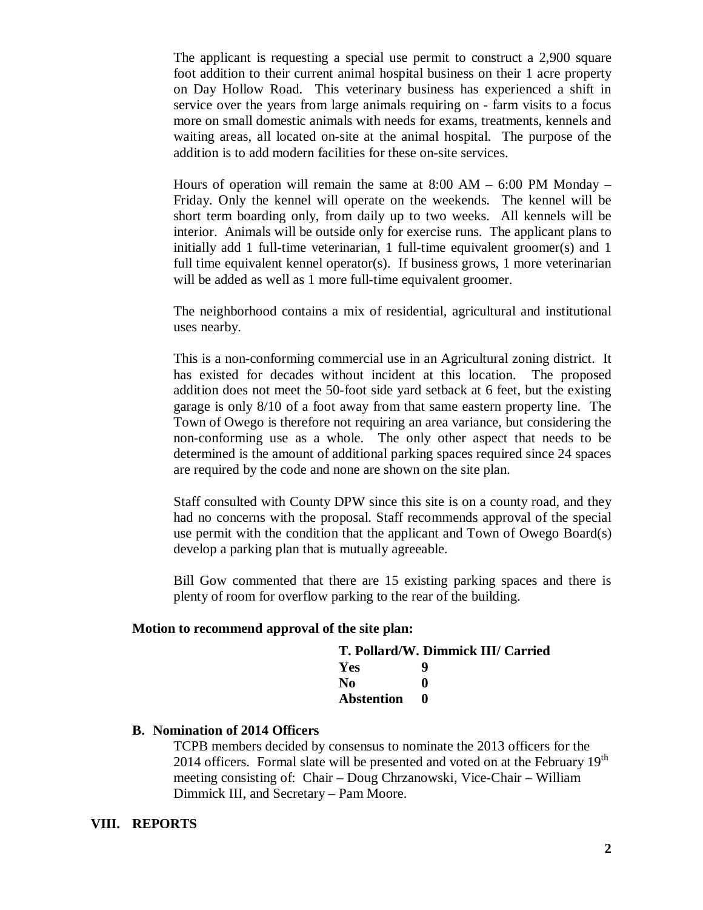The applicant is requesting a special use permit to construct a 2,900 square foot addition to their current animal hospital business on their 1 acre property on Day Hollow Road. This veterinary business has experienced a shift in service over the years from large animals requiring on - farm visits to a focus more on small domestic animals with needs for exams, treatments, kennels and waiting areas, all located on-site at the animal hospital. The purpose of the addition is to add modern facilities for these on-site services.

Hours of operation will remain the same at 8:00 AM – 6:00 PM Monday – Friday. Only the kennel will operate on the weekends. The kennel will be short term boarding only, from daily up to two weeks. All kennels will be interior. Animals will be outside only for exercise runs. The applicant plans to initially add 1 full-time veterinarian, 1 full-time equivalent groomer(s) and 1 full time equivalent kennel operator(s). If business grows, 1 more veterinarian will be added as well as 1 more full-time equivalent groomer.

The neighborhood contains a mix of residential, agricultural and institutional uses nearby.

This is a non-conforming commercial use in an Agricultural zoning district. It has existed for decades without incident at this location. The proposed addition does not meet the 50-foot side yard setback at 6 feet, but the existing garage is only 8/10 of a foot away from that same eastern property line. The Town of Owego is therefore not requiring an area variance, but considering the non-conforming use as a whole. The only other aspect that needs to be determined is the amount of additional parking spaces required since 24 spaces are required by the code and none are shown on the site plan.

Staff consulted with County DPW since this site is on a county road, and they had no concerns with the proposal. Staff recommends approval of the special use permit with the condition that the applicant and Town of Owego Board(s) develop a parking plan that is mutually agreeable.

Bill Gow commented that there are 15 existing parking spaces and there is plenty of room for overflow parking to the rear of the building.

**Motion to recommend approval of the site plan:**

**T. Pollard/W. Dimmick III/ Carried**

| | |
|---|---|
| **Yes** | **9** |
| **No** | **0** |
| **Abstention** | **0** |

**B. Nomination of 2014 Officers**

TCPB members decided by consensus to nominate the 2013 officers for the 2014 officers. Formal slate will be presented and voted on at the February 19th meeting consisting of: Chair – Doug Chrzanowski, Vice-Chair – William Dimmick III, and Secretary – Pam Moore.

## VIII. REPORTS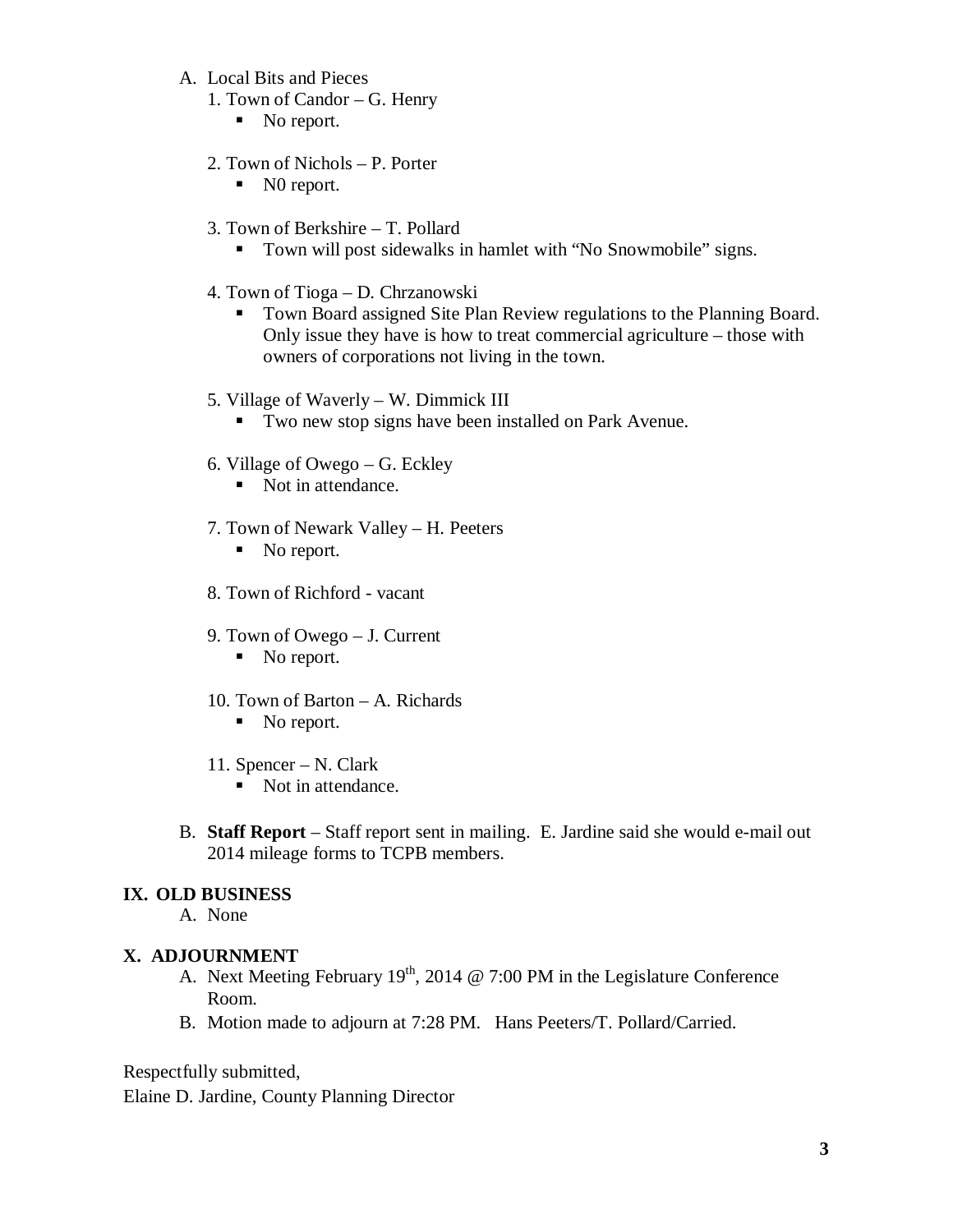A. Local Bits and Pieces

1. Town of Candor – G. Henry
   - No report.

2. Town of Nichols – P. Porter
   - N0 report.

3. Town of Berkshire – T. Pollard
   - Town will post sidewalks in hamlet with "No Snowmobile" signs.

4. Town of Tioga – D. Chrzanowski
   - Town Board assigned Site Plan Review regulations to the Planning Board. Only issue they have is how to treat commercial agriculture – those with owners of corporations not living in the town.

5. Village of Waverly – W. Dimmick III
   - Two new stop signs have been installed on Park Avenue.

6. Village of Owego – G. Eckley
   - Not in attendance.

7. Town of Newark Valley – H. Peeters
   - No report.

8. Town of Richford - vacant

9. Town of Owego – J. Current
   - No report.

10. Town of Barton – A. Richards
    - No report.

11. Spencer – N. Clark
    - Not in attendance.

B. **Staff Report** – Staff report sent in mailing. E. Jardine said she would e-mail out 2014 mileage forms to TCPB members.

## IX. OLD BUSINESS

A. None

## X. ADJOURNMENT

A. Next Meeting February 19th, 2014 @ 7:00 PM in the Legislature Conference Room.

B. Motion made to adjourn at 7:28 PM. Hans Peeters/T. Pollard/Carried.

Respectfully submitted,
Elaine D. Jardine, County Planning Director